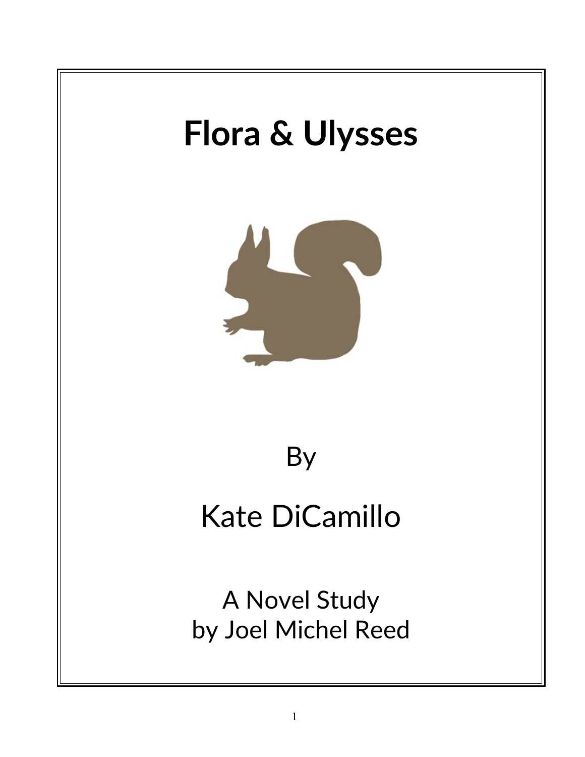# Flora & Ulysses

By

Kate DiCamillo

A Novel Study
by Joel Michel Reed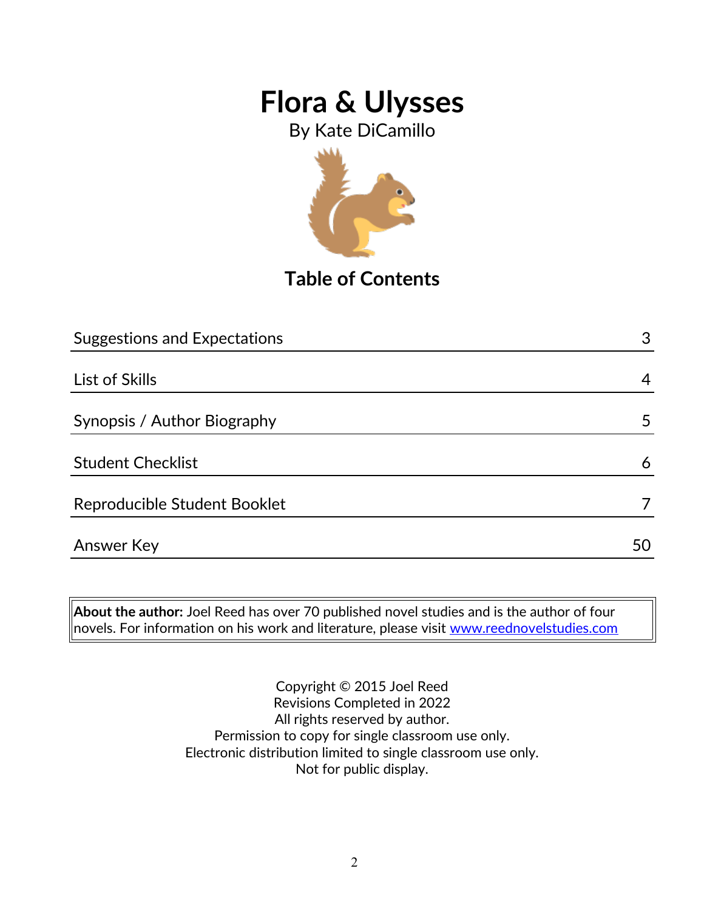# Flora & Ulysses

By Kate DiCamillo

## Table of Contents

| | |
|---|---|
| Suggestions and Expectations | 3 |
| List of Skills | 4 |
| Synopsis / Author Biography | 5 |
| Student Checklist | 6 |
| Reproducible Student Booklet | 7 |
| Answer Key | 50 |

**About the author:** Joel Reed has over 70 published novel studies and is the author of four novels. For information on his work and literature, please visit www.reednovelstudies.com

Copyright © 2015 Joel Reed
Revisions Completed in 2022
All rights reserved by author.
Permission to copy for single classroom use only.
Electronic distribution limited to single classroom use only.
Not for public display.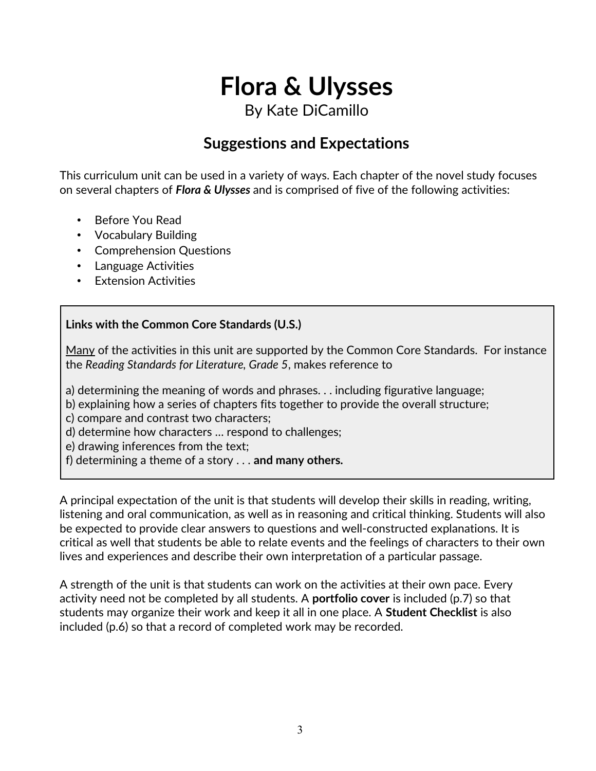# Flora & Ulysses

By Kate DiCamillo

## Suggestions and Expectations

This curriculum unit can be used in a variety of ways. Each chapter of the novel study focuses on several chapters of ***Flora & Ulysses*** and is comprised of five of the following activities:

- Before You Read
- Vocabulary Building
- Comprehension Questions
- Language Activities
- Extension Activities

**Links with the Common Core Standards (U.S.)**

<u>Many</u> of the activities in this unit are supported by the Common Core Standards. For instance the *Reading Standards for Literature, Grade 5*, makes reference to

a) determining the meaning of words and phrases. . . including figurative language;
b) explaining how a series of chapters fits together to provide the overall structure;
c) compare and contrast two characters;
d) determine how characters … respond to challenges;
e) drawing inferences from the text;
f) determining a theme of a story . . . **and many others.**

A principal expectation of the unit is that students will develop their skills in reading, writing, listening and oral communication, as well as in reasoning and critical thinking. Students will also be expected to provide clear answers to questions and well-constructed explanations. It is critical as well that students be able to relate events and the feelings of characters to their own lives and experiences and describe their own interpretation of a particular passage.

A strength of the unit is that students can work on the activities at their own pace. Every activity need not be completed by all students. A **portfolio cover** is included (p.7) so that students may organize their work and keep it all in one place. A **Student Checklist** is also included (p.6) so that a record of completed work may be recorded.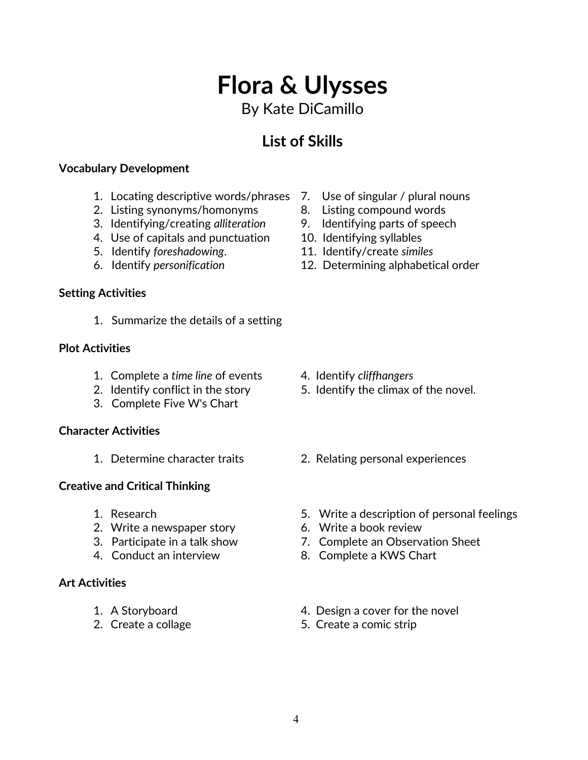# Flora & Ulysses

By Kate DiCamillo

## List of Skills

**Vocabulary Development**

1. Locating descriptive words/phrases
2. Listing synonyms/homonyms
3. Identifying/creating *alliteration*
4. Use of capitals and punctuation
5. Identify *foreshadowing*.
6. Identify *personification*
7. Use of singular / plural nouns
8. Listing compound words
9. Identifying parts of speech
10. Identifying syllables
11. Identify/create *similes*
12. Determining alphabetical order

**Setting Activities**

1. Summarize the details of a setting

**Plot Activities**

1. Complete a *time line* of events
2. Identify conflict in the story
3. Complete Five W's Chart
4. Identify *cliffhangers*
5. Identify the climax of the novel.

**Character Activities**

1. Determine character traits
2. Relating personal experiences

**Creative and Critical Thinking**

1. Research
2. Write a newspaper story
3. Participate in a talk show
4. Conduct an interview
5. Write a description of personal feelings
6. Write a book review
7. Complete an Observation Sheet
8. Complete a KWS Chart

**Art Activities**

1. A Storyboard
2. Create a collage
4. Design a cover for the novel
5. Create a comic strip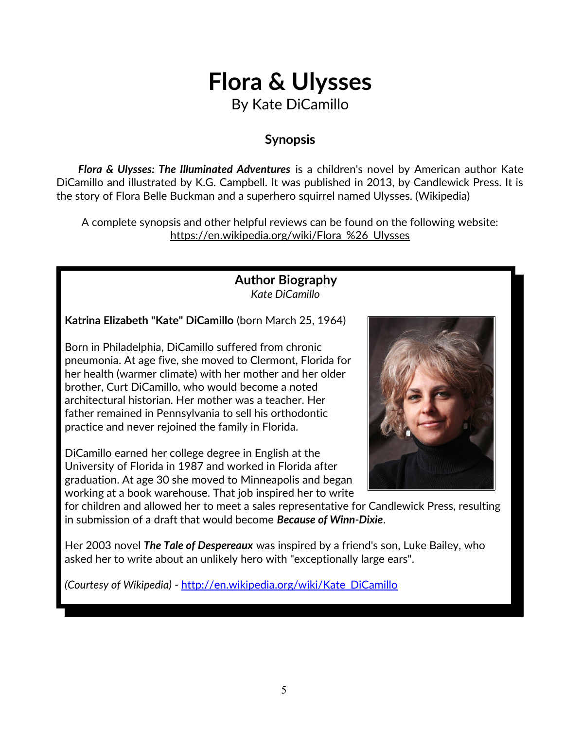# Flora & Ulysses

By Kate DiCamillo

### Synopsis

***Flora & Ulysses: The Illuminated Adventures*** is a children's novel by American author Kate DiCamillo and illustrated by K.G. Campbell. It was published in 2013, by Candlewick Press. It is the story of Flora Belle Buckman and a superhero squirrel named Ulysses. (Wikipedia)

A complete synopsis and other helpful reviews can be found on the following website: https://en.wikipedia.org/wiki/Flora_%26_Ulysses

### Author Biography

*Kate DiCamillo*

**Katrina Elizabeth "Kate" DiCamillo** (born March 25, 1964)

Born in Philadelphia, DiCamillo suffered from chronic pneumonia. At age five, she moved to Clermont, Florida for her health (warmer climate) with her mother and her older brother, Curt DiCamillo, who would become a noted architectural historian. Her mother was a teacher. Her father remained in Pennsylvania to sell his orthodontic practice and never rejoined the family in Florida.

DiCamillo earned her college degree in English at the University of Florida in 1987 and worked in Florida after graduation. At age 30 she moved to Minneapolis and began working at a book warehouse. That job inspired her to write for children and allowed her to meet a sales representative for Candlewick Press, resulting in submission of a draft that would become ***Because of Winn-Dixie***.

Her 2003 novel ***The Tale of Despereaux*** was inspired by a friend's son, Luke Bailey, who asked her to write about an unlikely hero with "exceptionally large ears".

*(Courtesy of Wikipedia)* - http://en.wikipedia.org/wiki/Kate_DiCamillo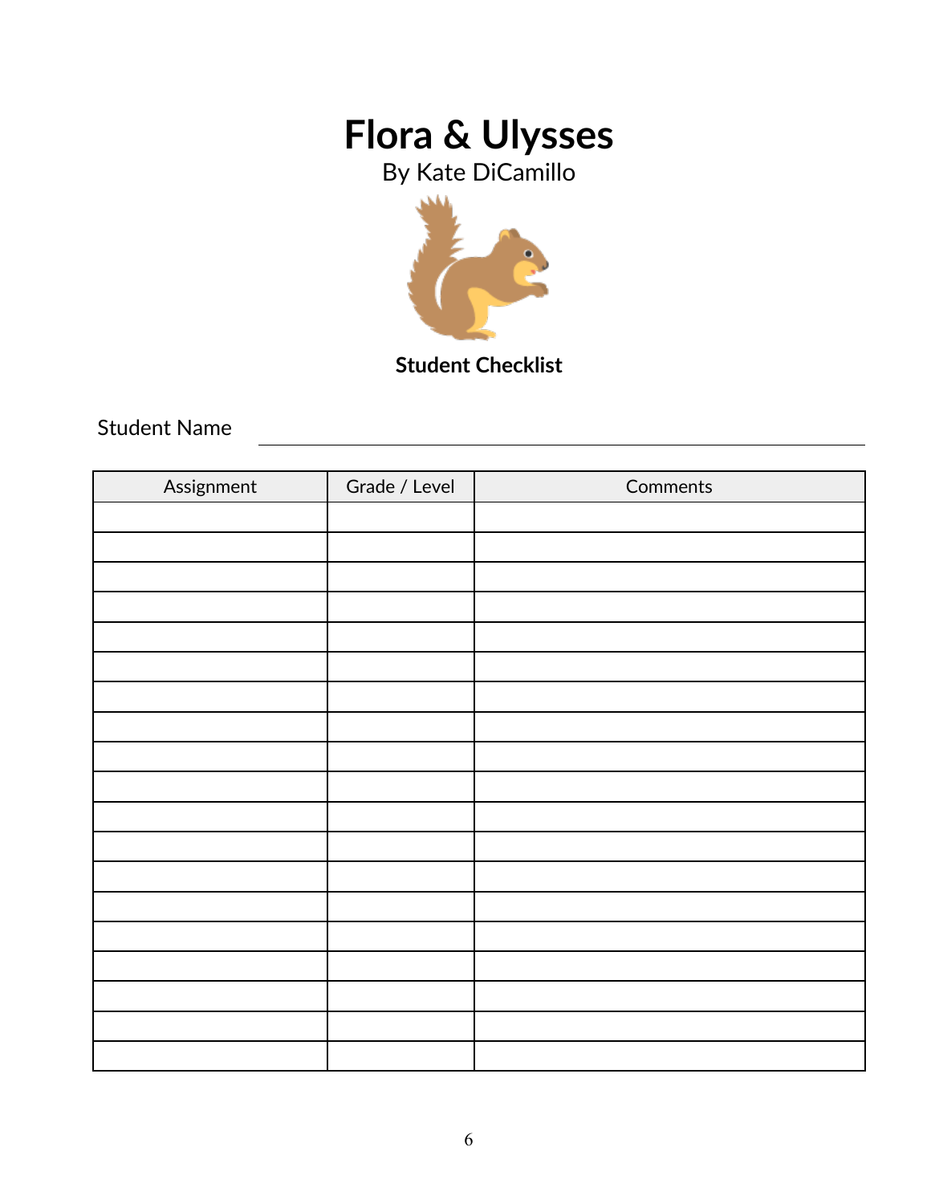# Flora & Ulysses

By Kate DiCamillo

**Student Checklist**

Student Name ______________________________

| Assignment | Grade / Level | Comments |
|---|---|---|
| | | |
| | | |
| | | |
| | | |
| | | |
| | | |
| | | |
| | | |
| | | |
| | | |
| | | |
| | | |
| | | |
| | | |
| | | |
| | | |
| | | |
| | | |
| | | |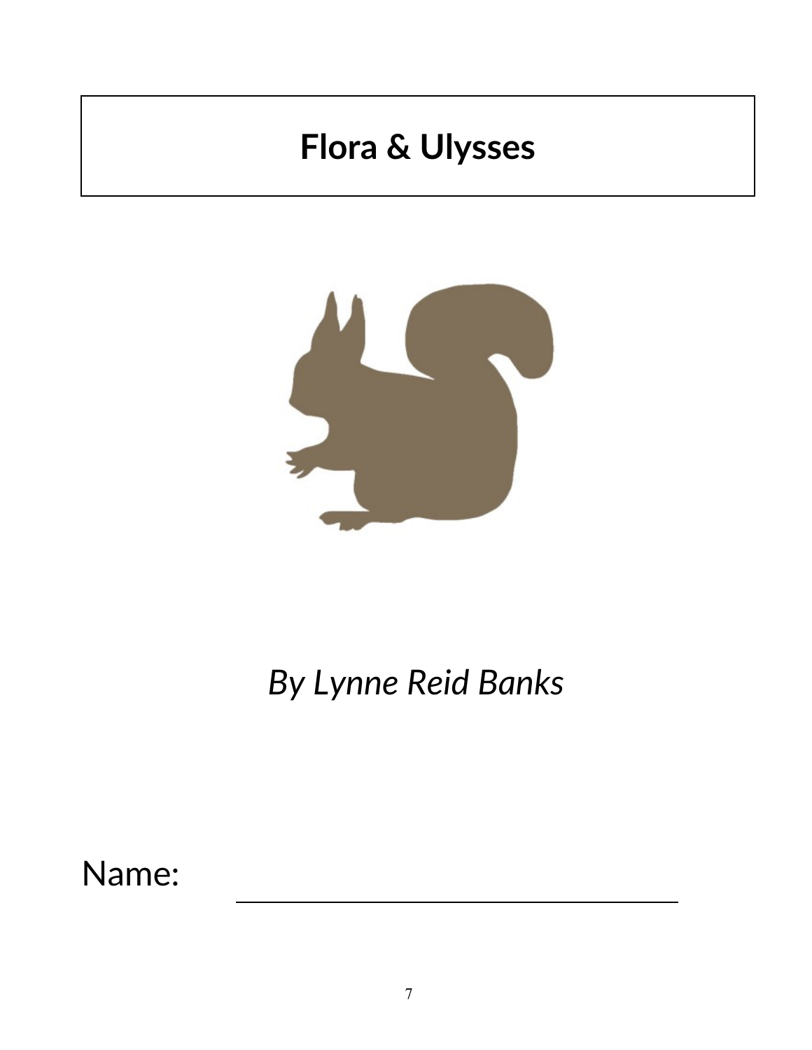# Flora & Ulysses

*By Lynne Reid Banks*

Name: ______________________________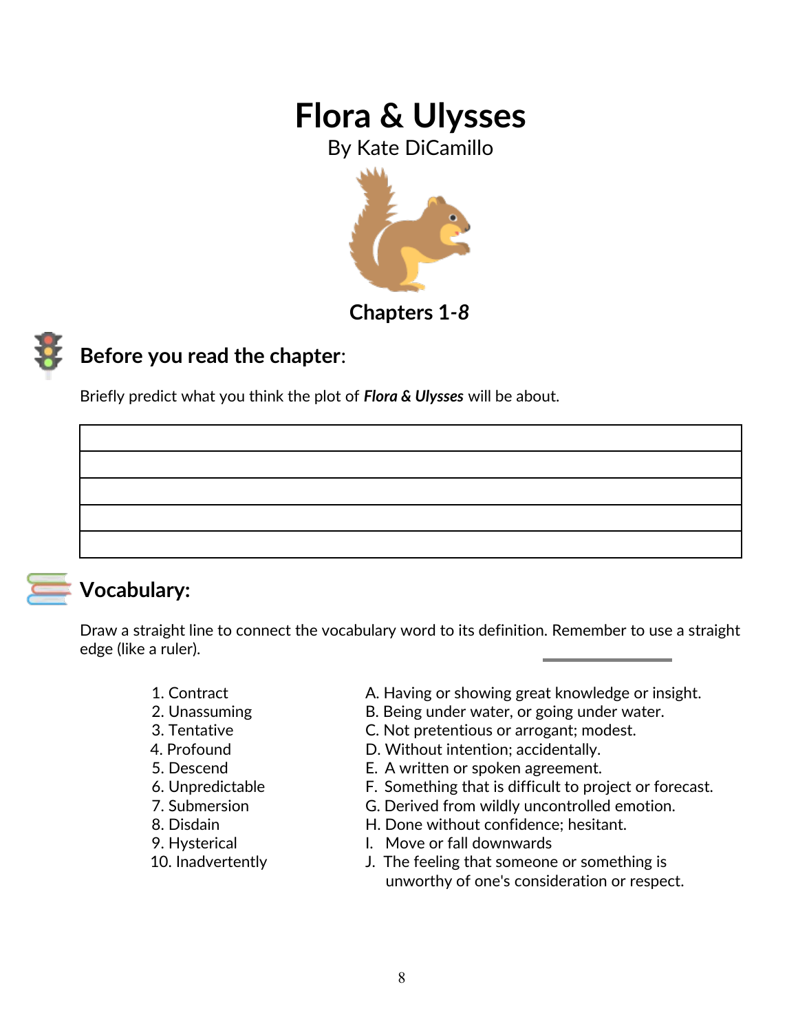# Flora & Ulysses

By Kate DiCamillo

### Chapters 1-*8*

## Before you read the chapter:

Briefly predict what you think the plot of ***Flora & Ulysses*** will be about.

| |
|---|
| |
| |
| |
| |

## Vocabulary:

Draw a straight line to connect the vocabulary word to its definition. Remember to use a straight edge (like a ruler).

| | |
|---|---|
| 1. Contract | A. Having or showing great knowledge or insight. |
| 2. Unassuming | B. Being under water, or going under water. |
| 3. Tentative | C. Not pretentious or arrogant; modest. |
| 4. Profound | D. Without intention; accidentally. |
| 5. Descend | E. A written or spoken agreement. |
| 6. Unpredictable | F. Something that is difficult to project or forecast. |
| 7. Submersion | G. Derived from wildly uncontrolled emotion. |
| 8. Disdain | H. Done without confidence; hesitant. |
| 9. Hysterical | I. Move or fall downwards |
| 10. Inadvertently | J. The feeling that someone or something is unworthy of one's consideration or respect. |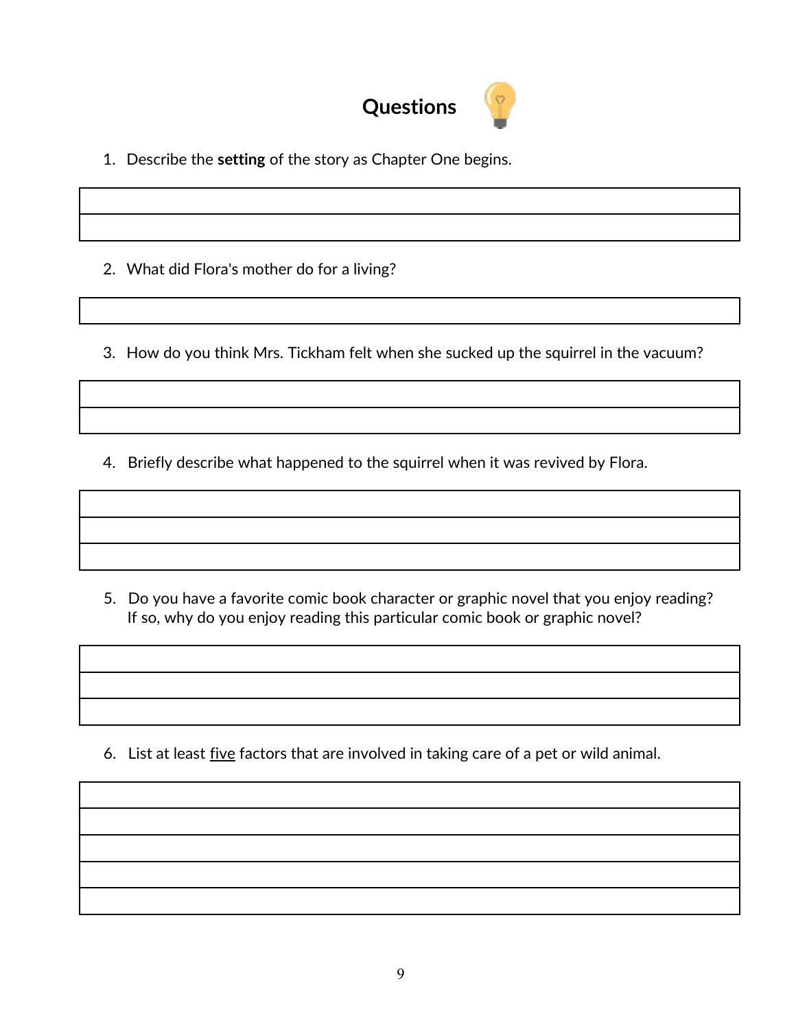# Questions

1. Describe the **setting** of the story as Chapter One begins.

2. What did Flora's mother do for a living?

3. How do you think Mrs. Tickham felt when she sucked up the squirrel in the vacuum?

4. Briefly describe what happened to the squirrel when it was revived by Flora.

5. Do you have a favorite comic book character or graphic novel that you enjoy reading? If so, why do you enjoy reading this particular comic book or graphic novel?

6. List at least <u>five</u> factors that are involved in taking care of a pet or wild animal.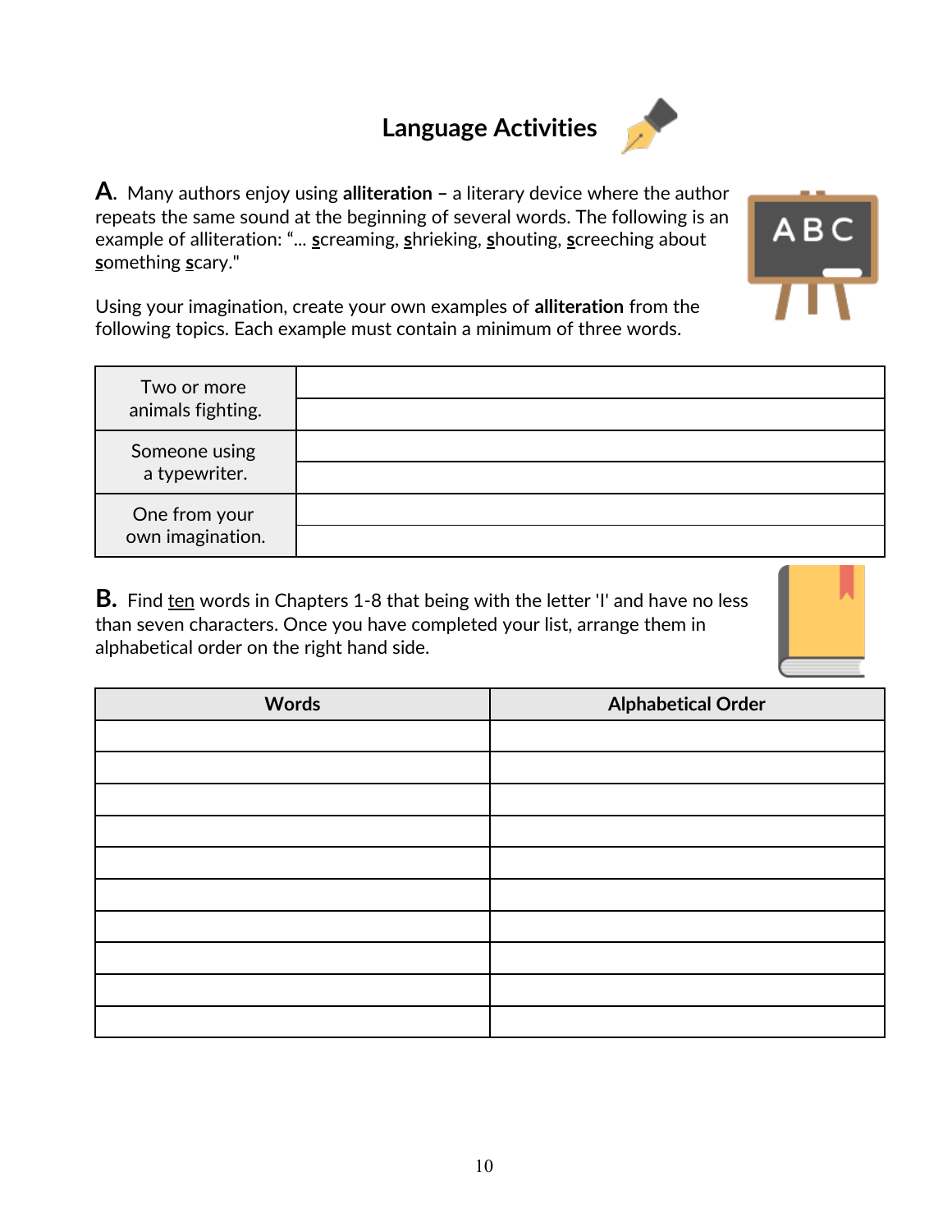# Language Activities

**A.** Many authors enjoy using **alliteration –** a literary device where the author repeats the same sound at the beginning of several words. The following is an example of alliteration: "... screaming, shrieking, shouting, screeching about something scary."

Using your imagination, create your own examples of **alliteration** from the following topics. Each example must contain a minimum of three words.

| | |
|---|---|
| Two or more animals fighting. | |
| | |
| Someone using a typewriter. | |
| | |
| One from your own imagination. | |
| | |

**B.** Find ten words in Chapters 1-8 that being with the letter 'I' and have no less than seven characters. Once you have completed your list, arrange them in alphabetical order on the right hand side.

| Words | Alphabetical Order |
|---|---|
| | |
| | |
| | |
| | |
| | |
| | |
| | |
| | |
| | |
| | |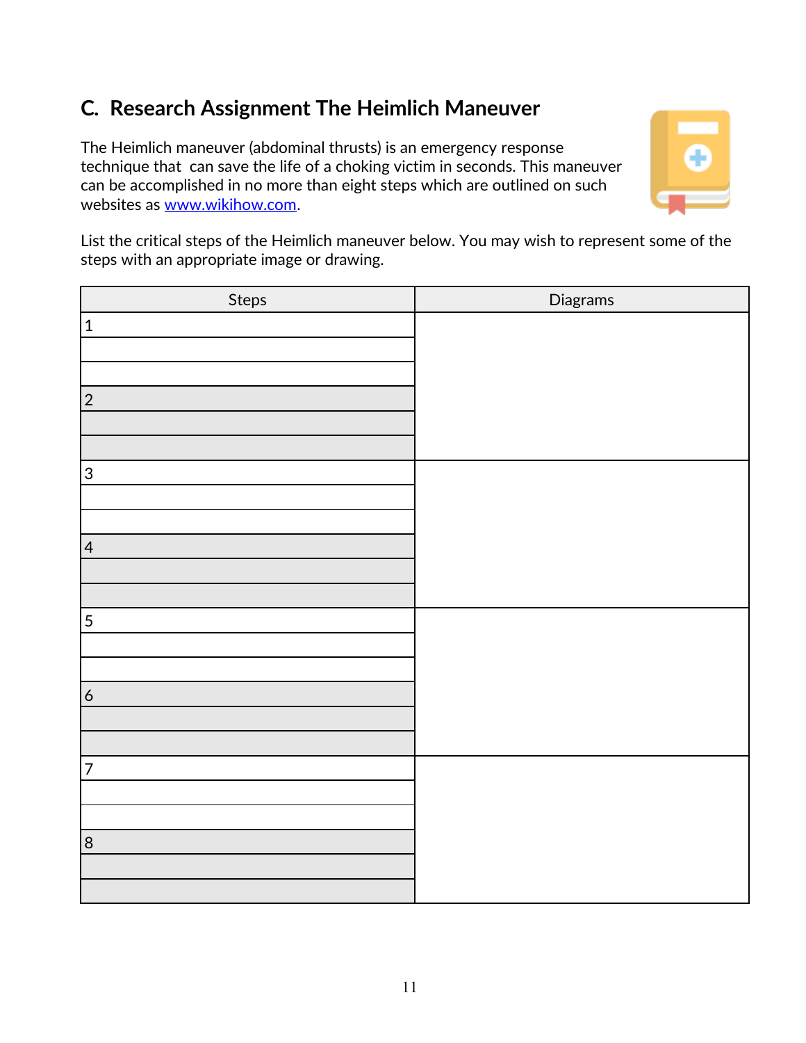## C. Research Assignment The Heimlich Maneuver

The Heimlich maneuver (abdominal thrusts) is an emergency response technique that can save the life of a choking victim in seconds. This maneuver can be accomplished in no more than eight steps which are outlined on such websites as www.wikihow.com.

List the critical steps of the Heimlich maneuver below. You may wish to represent some of the steps with an appropriate image or drawing.

| Steps | Diagrams |
|---|---|
| 1 | |
| | |
| | |
| 2 | |
| | |
| | |
| 3 | |
| | |
| | |
| 4 | |
| | |
| | |
| 5 | |
| | |
| | |
| 6 | |
| | |
| | |
| 7 | |
| | |
| | |
| 8 | |
| | |
| | |